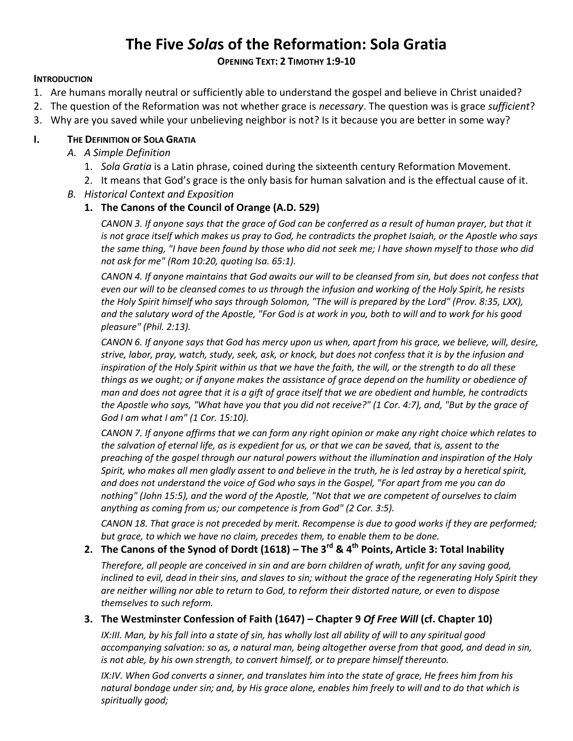# The Five *Sola*s of the Reformation: Sola Gratia

**OPENING TEXT: 2 TIMOTHY 1:9-10**

**INTRODUCTION**

1. Are humans morally neutral or sufficiently able to understand the gospel and believe in Christ unaided?
2. The question of the Reformation was not whether grace is *necessary*. The question was is grace *sufficient*?
3. Why are you saved while your unbelieving neighbor is not? Is it because you are better in some way?

## I. THE DEFINITION OF SOLA GRATIA

### A. *A Simple Definition*

1. *Sola Gratia* is a Latin phrase, coined during the sixteenth century Reformation Movement.
2. It means that God's grace is the only basis for human salvation and is the effectual cause of it.

### B. *Historical Context and Exposition*

#### 1. The Canons of the Council of Orange (A.D. 529)

*CANON 3. If anyone says that the grace of God can be conferred as a result of human prayer, but that it is not grace itself which makes us pray to God, he contradicts the prophet Isaiah, or the Apostle who says the same thing, "I have been found by those who did not seek me; I have shown myself to those who did not ask for me" (Rom 10:20, quoting Isa. 65:1).*

*CANON 4. If anyone maintains that God awaits our will to be cleansed from sin, but does not confess that even our will to be cleansed comes to us through the infusion and working of the Holy Spirit, he resists the Holy Spirit himself who says through Solomon, "The will is prepared by the Lord" (Prov. 8:35, LXX), and the salutary word of the Apostle, "For God is at work in you, both to will and to work for his good pleasure" (Phil. 2:13).*

*CANON 6. If anyone says that God has mercy upon us when, apart from his grace, we believe, will, desire, strive, labor, pray, watch, study, seek, ask, or knock, but does not confess that it is by the infusion and inspiration of the Holy Spirit within us that we have the faith, the will, or the strength to do all these things as we ought; or if anyone makes the assistance of grace depend on the humility or obedience of man and does not agree that it is a gift of grace itself that we are obedient and humble, he contradicts the Apostle who says, "What have you that you did not receive?" (1 Cor. 4:7), and, "But by the grace of God I am what I am" (1 Cor. 15:10).*

*CANON 7. If anyone affirms that we can form any right opinion or make any right choice which relates to the salvation of eternal life, as is expedient for us, or that we can be saved, that is, assent to the preaching of the gospel through our natural powers without the illumination and inspiration of the Holy Spirit, who makes all men gladly assent to and believe in the truth, he is led astray by a heretical spirit, and does not understand the voice of God who says in the Gospel, "For apart from me you can do nothing" (John 15:5), and the word of the Apostle, "Not that we are competent of ourselves to claim anything as coming from us; our competence is from God" (2 Cor. 3:5).*

*CANON 18. That grace is not preceded by merit. Recompense is due to good works if they are performed; but grace, to which we have no claim, precedes them, to enable them to be done.*

#### 2. The Canons of the Synod of Dordt (1618) – The 3rd & 4th Points, Article 3: Total Inability

*Therefore, all people are conceived in sin and are born children of wrath, unfit for any saving good, inclined to evil, dead in their sins, and slaves to sin; without the grace of the regenerating Holy Spirit they are neither willing nor able to return to God, to reform their distorted nature, or even to dispose themselves to such reform.*

#### 3. The Westminster Confession of Faith (1647) – Chapter 9 *Of Free Will* (cf. Chapter 10)

*IX:III. Man, by his fall into a state of sin, has wholly lost all ability of will to any spiritual good accompanying salvation: so as, a natural man, being altogether averse from that good, and dead in sin, is not able, by his own strength, to convert himself, or to prepare himself thereunto.*

*IX:IV. When God converts a sinner, and translates him into the state of grace, He frees him from his natural bondage under sin; and, by His grace alone, enables him freely to will and to do that which is spiritually good;*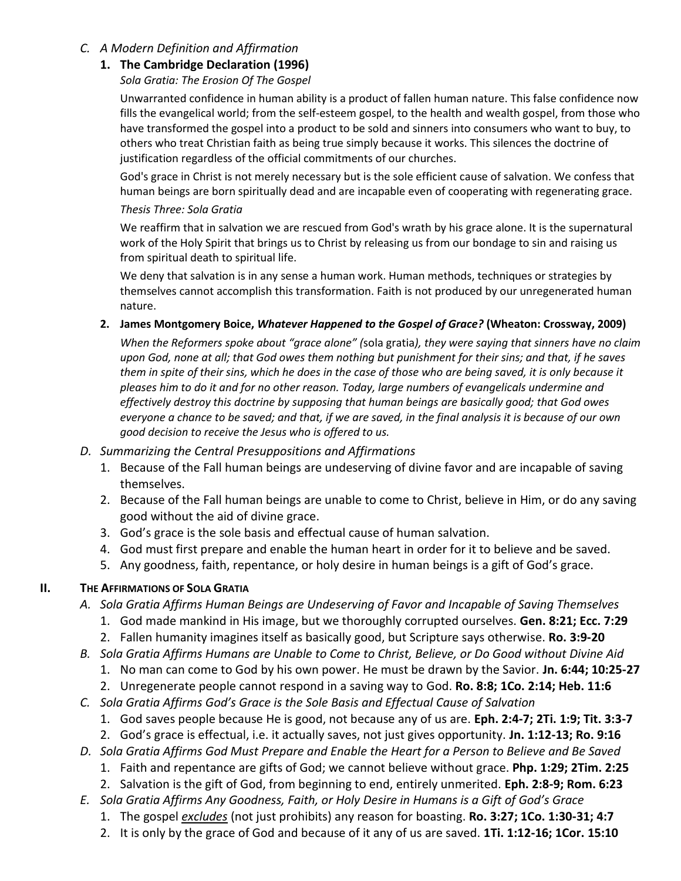## C. *A Modern Definition and Affirmation*

### 1. **The Cambridge Declaration (1996)**

*Sola Gratia: The Erosion Of The Gospel*

Unwarranted confidence in human ability is a product of fallen human nature. This false confidence now fills the evangelical world; from the self-esteem gospel, to the health and wealth gospel, from those who have transformed the gospel into a product to be sold and sinners into consumers who want to buy, to others who treat Christian faith as being true simply because it works. This silences the doctrine of justification regardless of the official commitments of our churches.

God's grace in Christ is not merely necessary but is the sole efficient cause of salvation. We confess that human beings are born spiritually dead and are incapable even of cooperating with regenerating grace.

*Thesis Three: Sola Gratia*

We reaffirm that in salvation we are rescued from God's wrath by his grace alone. It is the supernatural work of the Holy Spirit that brings us to Christ by releasing us from our bondage to sin and raising us from spiritual death to spiritual life.

We deny that salvation is in any sense a human work. Human methods, techniques or strategies by themselves cannot accomplish this transformation. Faith is not produced by our unregenerated human nature.

### 2. **James Montgomery Boice, *Whatever Happened to the Gospel of Grace?* (Wheaton: Crossway, 2009)**

*When the Reformers spoke about "grace alone" (*sola gratia*), they were saying that sinners have no claim upon God, none at all; that God owes them nothing but punishment for their sins; and that, if he saves them in spite of their sins, which he does in the case of those who are being saved, it is only because it pleases him to do it and for no other reason. Today, large numbers of evangelicals undermine and effectively destroy this doctrine by supposing that human beings are basically good; that God owes everyone a chance to be saved; and that, if we are saved, in the final analysis it is because of our own good decision to receive the Jesus who is offered to us.*

## D. *Summarizing the Central Presuppositions and Affirmations*

1. Because of the Fall human beings are undeserving of divine favor and are incapable of saving themselves.
2. Because of the Fall human beings are unable to come to Christ, believe in Him, or do any saving good without the aid of divine grace.
3. God's grace is the sole basis and effectual cause of human salvation.
4. God must first prepare and enable the human heart in order for it to believe and be saved.
5. Any goodness, faith, repentance, or holy desire in human beings is a gift of God's grace.

# II. The Affirmations of Sola Gratia

## A. *Sola Gratia Affirms Human Beings are Undeserving of Favor and Incapable of Saving Themselves*

1. God made mankind in His image, but we thoroughly corrupted ourselves. **Gen. 8:21; Ecc. 7:29**
2. Fallen humanity imagines itself as basically good, but Scripture says otherwise. **Ro. 3:9-20**

## B. *Sola Gratia Affirms Humans are Unable to Come to Christ, Believe, or Do Good without Divine Aid*

1. No man can come to God by his own power. He must be drawn by the Savior. **Jn. 6:44; 10:25-27**
2. Unregenerate people cannot respond in a saving way to God. **Ro. 8:8; 1Co. 2:14; Heb. 11:6**

## C. *Sola Gratia Affirms God's Grace is the Sole Basis and Effectual Cause of Salvation*

1. God saves people because He is good, not because any of us are. **Eph. 2:4-7; 2Ti. 1:9; Tit. 3:3-7**
2. God's grace is effectual, i.e. it actually saves, not just gives opportunity. **Jn. 1:12-13; Ro. 9:16**

## D. *Sola Gratia Affirms God Must Prepare and Enable the Heart for a Person to Believe and Be Saved*

1. Faith and repentance are gifts of God; we cannot believe without grace. **Php. 1:29; 2Tim. 2:25**
2. Salvation is the gift of God, from beginning to end, entirely unmerited. **Eph. 2:8-9; Rom. 6:23**

## E. *Sola Gratia Affirms Any Goodness, Faith, or Holy Desire in Humans is a Gift of God's Grace*

1. The gospel <u>*excludes*</u> (not just prohibits) any reason for boasting. **Ro. 3:27; 1Co. 1:30-31; 4:7**
2. It is only by the grace of God and because of it any of us are saved. **1Ti. 1:12-16; 1Cor. 15:10**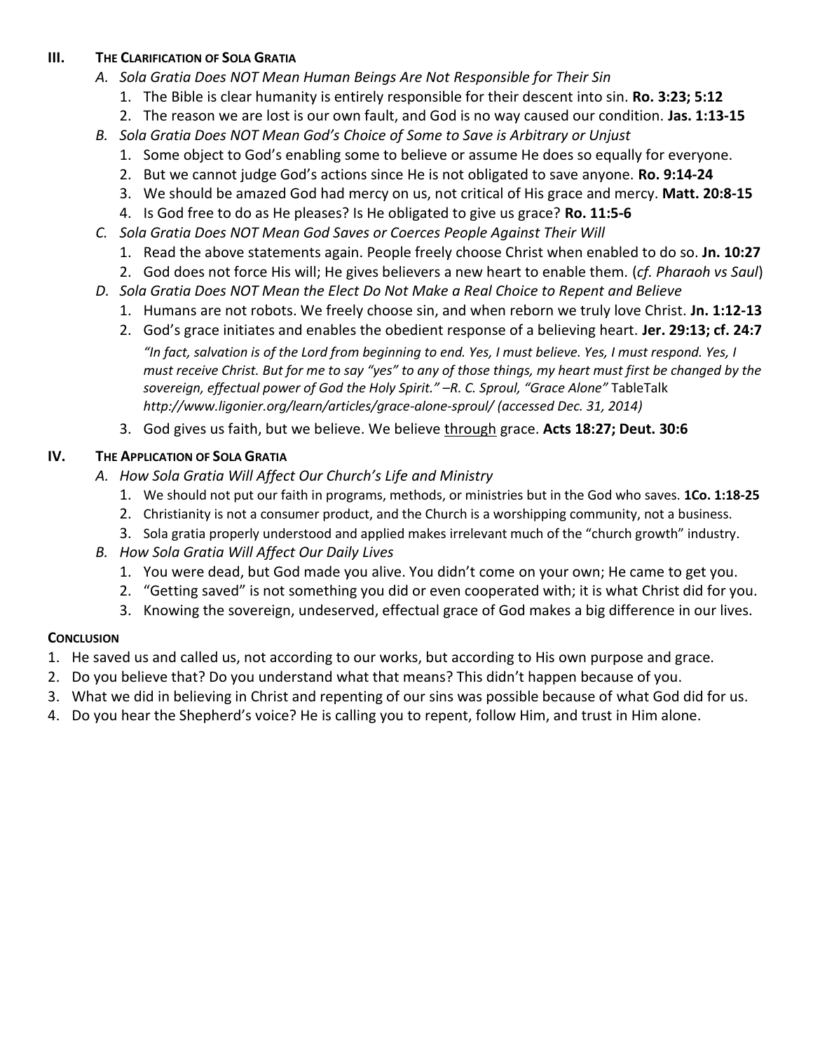## III. The Clarification of Sola Gratia

### *A. Sola Gratia Does NOT Mean Human Beings Are Not Responsible for Their Sin*

1. The Bible is clear humanity is entirely responsible for their descent into sin. **Ro. 3:23; 5:12**
2. The reason we are lost is our own fault, and God is no way caused our condition. **Jas. 1:13-15**

### *B. Sola Gratia Does NOT Mean God's Choice of Some to Save is Arbitrary or Unjust*

1. Some object to God's enabling some to believe or assume He does so equally for everyone.
2. But we cannot judge God's actions since He is not obligated to save anyone. **Ro. 9:14-24**
3. We should be amazed God had mercy on us, not critical of His grace and mercy. **Matt. 20:8-15**
4. Is God free to do as He pleases? Is He obligated to give us grace? **Ro. 11:5-6**

### *C. Sola Gratia Does NOT Mean God Saves or Coerces People Against Their Will*

1. Read the above statements again. People freely choose Christ when enabled to do so. **Jn. 10:27**
2. God does not force His will; He gives believers a new heart to enable them. (*cf. Pharaoh vs Saul*)

### *D. Sola Gratia Does NOT Mean the Elect Do Not Make a Real Choice to Repent and Believe*

1. Humans are not robots. We freely choose sin, and when reborn we truly love Christ. **Jn. 1:12-13**
2. God's grace initiates and enables the obedient response of a believing heart. **Jer. 29:13; cf. 24:7**

   *"In fact, salvation is of the Lord from beginning to end. Yes, I must believe. Yes, I must respond. Yes, I must receive Christ. But for me to say "yes" to any of those things, my heart must first be changed by the sovereign, effectual power of God the Holy Spirit." –R. C. Sproul, "Grace Alone"* TableTalk *http://www.ligonier.org/learn/articles/grace-alone-sproul/ (accessed Dec. 31, 2014)*

3. God gives us faith, but we believe. We believe <u>through</u> grace. **Acts 18:27; Deut. 30:6**

## IV. The Application of Sola Gratia

### *A. How Sola Gratia Will Affect Our Church's Life and Ministry*

1. We should not put our faith in programs, methods, or ministries but in the God who saves. **1Co. 1:18-25**
2. Christianity is not a consumer product, and the Church is a worshipping community, not a business.
3. Sola gratia properly understood and applied makes irrelevant much of the "church growth" industry.

### *B. How Sola Gratia Will Affect Our Daily Lives*

1. You were dead, but God made you alive. You didn't come on your own; He came to get you.
2. "Getting saved" is not something you did or even cooperated with; it is what Christ did for you.
3. Knowing the sovereign, undeserved, effectual grace of God makes a big difference in our lives.

## Conclusion

1. He saved us and called us, not according to our works, but according to His own purpose and grace.
2. Do you believe that? Do you understand what that means? This didn't happen because of you.
3. What we did in believing in Christ and repenting of our sins was possible because of what God did for us.
4. Do you hear the Shepherd's voice? He is calling you to repent, follow Him, and trust in Him alone.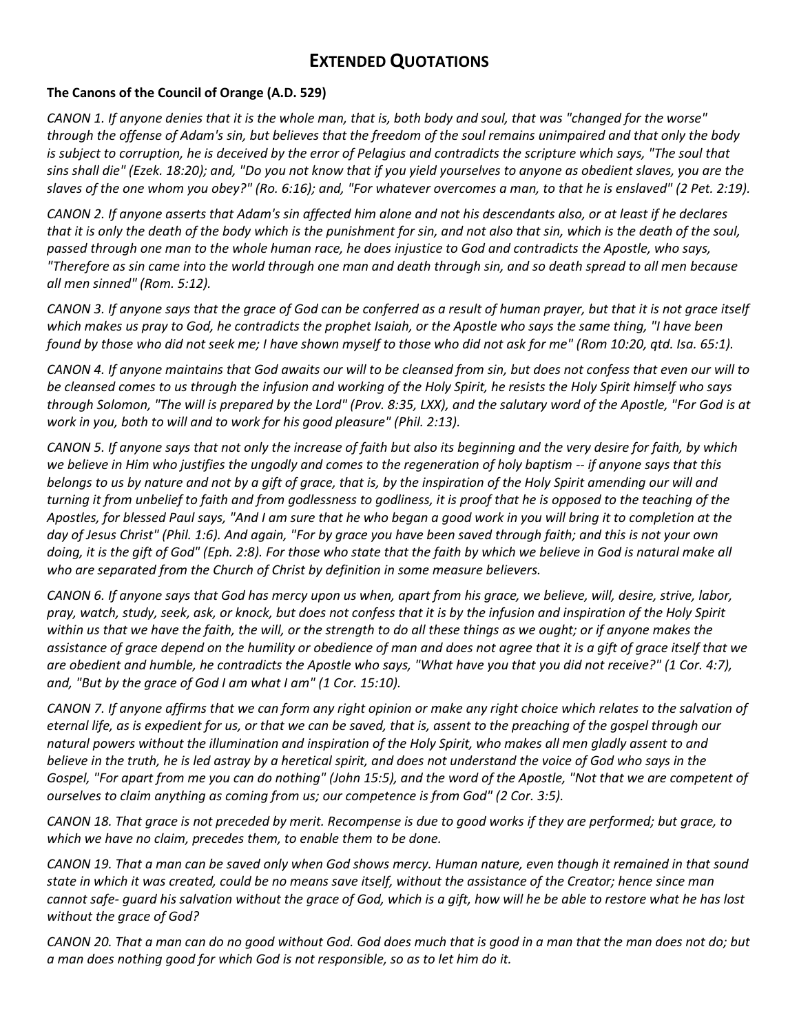# Extended Quotations

**The Canons of the Council of Orange (A.D. 529)**

*CANON 1. If anyone denies that it is the whole man, that is, both body and soul, that was "changed for the worse" through the offense of Adam's sin, but believes that the freedom of the soul remains unimpaired and that only the body is subject to corruption, he is deceived by the error of Pelagius and contradicts the scripture which says, "The soul that sins shall die" (Ezek. 18:20); and, "Do you not know that if you yield yourselves to anyone as obedient slaves, you are the slaves of the one whom you obey?" (Ro. 6:16); and, "For whatever overcomes a man, to that he is enslaved" (2 Pet. 2:19).*

*CANON 2. If anyone asserts that Adam's sin affected him alone and not his descendants also, or at least if he declares that it is only the death of the body which is the punishment for sin, and not also that sin, which is the death of the soul, passed through one man to the whole human race, he does injustice to God and contradicts the Apostle, who says, "Therefore as sin came into the world through one man and death through sin, and so death spread to all men because all men sinned" (Rom. 5:12).*

*CANON 3. If anyone says that the grace of God can be conferred as a result of human prayer, but that it is not grace itself which makes us pray to God, he contradicts the prophet Isaiah, or the Apostle who says the same thing, "I have been found by those who did not seek me; I have shown myself to those who did not ask for me" (Rom 10:20, qtd. Isa. 65:1).*

*CANON 4. If anyone maintains that God awaits our will to be cleansed from sin, but does not confess that even our will to be cleansed comes to us through the infusion and working of the Holy Spirit, he resists the Holy Spirit himself who says through Solomon, "The will is prepared by the Lord" (Prov. 8:35, LXX), and the salutary word of the Apostle, "For God is at work in you, both to will and to work for his good pleasure" (Phil. 2:13).*

*CANON 5. If anyone says that not only the increase of faith but also its beginning and the very desire for faith, by which we believe in Him who justifies the ungodly and comes to the regeneration of holy baptism -- if anyone says that this belongs to us by nature and not by a gift of grace, that is, by the inspiration of the Holy Spirit amending our will and turning it from unbelief to faith and from godlessness to godliness, it is proof that he is opposed to the teaching of the Apostles, for blessed Paul says, "And I am sure that he who began a good work in you will bring it to completion at the day of Jesus Christ" (Phil. 1:6). And again, "For by grace you have been saved through faith; and this is not your own doing, it is the gift of God" (Eph. 2:8). For those who state that the faith by which we believe in God is natural make all who are separated from the Church of Christ by definition in some measure believers.*

*CANON 6. If anyone says that God has mercy upon us when, apart from his grace, we believe, will, desire, strive, labor, pray, watch, study, seek, ask, or knock, but does not confess that it is by the infusion and inspiration of the Holy Spirit within us that we have the faith, the will, or the strength to do all these things as we ought; or if anyone makes the assistance of grace depend on the humility or obedience of man and does not agree that it is a gift of grace itself that we are obedient and humble, he contradicts the Apostle who says, "What have you that you did not receive?" (1 Cor. 4:7), and, "But by the grace of God I am what I am" (1 Cor. 15:10).*

*CANON 7. If anyone affirms that we can form any right opinion or make any right choice which relates to the salvation of eternal life, as is expedient for us, or that we can be saved, that is, assent to the preaching of the gospel through our natural powers without the illumination and inspiration of the Holy Spirit, who makes all men gladly assent to and believe in the truth, he is led astray by a heretical spirit, and does not understand the voice of God who says in the Gospel, "For apart from me you can do nothing" (John 15:5), and the word of the Apostle, "Not that we are competent of ourselves to claim anything as coming from us; our competence is from God" (2 Cor. 3:5).*

*CANON 18. That grace is not preceded by merit. Recompense is due to good works if they are performed; but grace, to which we have no claim, precedes them, to enable them to be done.*

*CANON 19. That a man can be saved only when God shows mercy. Human nature, even though it remained in that sound state in which it was created, could be no means save itself, without the assistance of the Creator; hence since man cannot safe- guard his salvation without the grace of God, which is a gift, how will he be able to restore what he has lost without the grace of God?*

*CANON 20. That a man can do no good without God. God does much that is good in a man that the man does not do; but a man does nothing good for which God is not responsible, so as to let him do it.*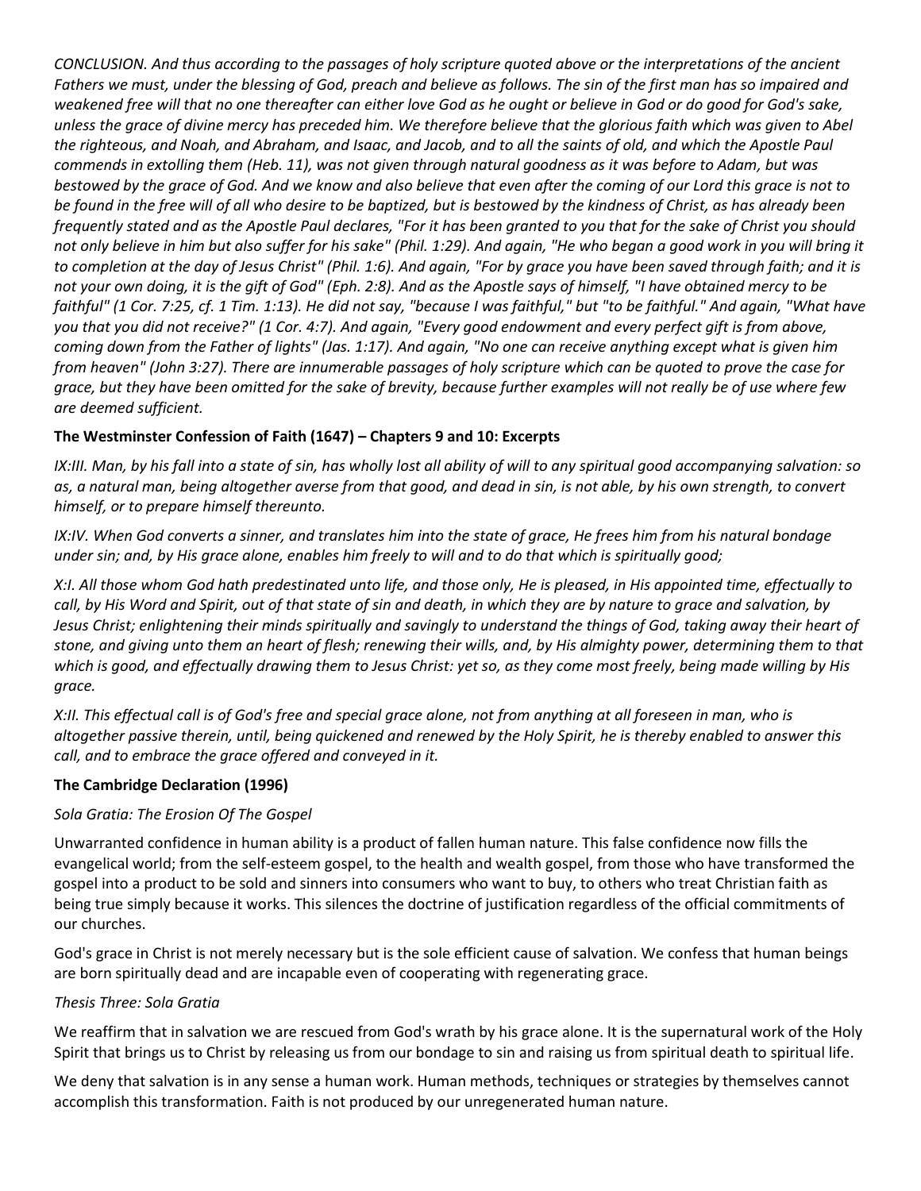*CONCLUSION. And thus according to the passages of holy scripture quoted above or the interpretations of the ancient Fathers we must, under the blessing of God, preach and believe as follows. The sin of the first man has so impaired and weakened free will that no one thereafter can either love God as he ought or believe in God or do good for God's sake, unless the grace of divine mercy has preceded him. We therefore believe that the glorious faith which was given to Abel the righteous, and Noah, and Abraham, and Isaac, and Jacob, and to all the saints of old, and which the Apostle Paul commends in extolling them (Heb. 11), was not given through natural goodness as it was before to Adam, but was bestowed by the grace of God. And we know and also believe that even after the coming of our Lord this grace is not to be found in the free will of all who desire to be baptized, but is bestowed by the kindness of Christ, as has already been frequently stated and as the Apostle Paul declares, "For it has been granted to you that for the sake of Christ you should not only believe in him but also suffer for his sake" (Phil. 1:29). And again, "He who began a good work in you will bring it to completion at the day of Jesus Christ" (Phil. 1:6). And again, "For by grace you have been saved through faith; and it is not your own doing, it is the gift of God" (Eph. 2:8). And as the Apostle says of himself, "I have obtained mercy to be faithful" (1 Cor. 7:25, cf. 1 Tim. 1:13). He did not say, "because I was faithful," but "to be faithful." And again, "What have you that you did not receive?" (1 Cor. 4:7). And again, "Every good endowment and every perfect gift is from above, coming down from the Father of lights" (Jas. 1:17). And again, "No one can receive anything except what is given him from heaven" (John 3:27). There are innumerable passages of holy scripture which can be quoted to prove the case for grace, but they have been omitted for the sake of brevity, because further examples will not really be of use where few are deemed sufficient.*

**The Westminster Confession of Faith (1647) – Chapters 9 and 10: Excerpts**

*IX:III. Man, by his fall into a state of sin, has wholly lost all ability of will to any spiritual good accompanying salvation: so as, a natural man, being altogether averse from that good, and dead in sin, is not able, by his own strength, to convert himself, or to prepare himself thereunto.*

*IX:IV. When God converts a sinner, and translates him into the state of grace, He frees him from his natural bondage under sin; and, by His grace alone, enables him freely to will and to do that which is spiritually good;*

*X:I. All those whom God hath predestinated unto life, and those only, He is pleased, in His appointed time, effectually to call, by His Word and Spirit, out of that state of sin and death, in which they are by nature to grace and salvation, by Jesus Christ; enlightening their minds spiritually and savingly to understand the things of God, taking away their heart of stone, and giving unto them an heart of flesh; renewing their wills, and, by His almighty power, determining them to that which is good, and effectually drawing them to Jesus Christ: yet so, as they come most freely, being made willing by His grace.*

*X:II. This effectual call is of God's free and special grace alone, not from anything at all foreseen in man, who is altogether passive therein, until, being quickened and renewed by the Holy Spirit, he is thereby enabled to answer this call, and to embrace the grace offered and conveyed in it.*

**The Cambridge Declaration (1996)**

*Sola Gratia: The Erosion Of The Gospel*

Unwarranted confidence in human ability is a product of fallen human nature. This false confidence now fills the evangelical world; from the self-esteem gospel, to the health and wealth gospel, from those who have transformed the gospel into a product to be sold and sinners into consumers who want to buy, to others who treat Christian faith as being true simply because it works. This silences the doctrine of justification regardless of the official commitments of our churches.

God's grace in Christ is not merely necessary but is the sole efficient cause of salvation. We confess that human beings are born spiritually dead and are incapable even of cooperating with regenerating grace.

*Thesis Three: Sola Gratia*

We reaffirm that in salvation we are rescued from God's wrath by his grace alone. It is the supernatural work of the Holy Spirit that brings us to Christ by releasing us from our bondage to sin and raising us from spiritual death to spiritual life.

We deny that salvation is in any sense a human work. Human methods, techniques or strategies by themselves cannot accomplish this transformation. Faith is not produced by our unregenerated human nature.